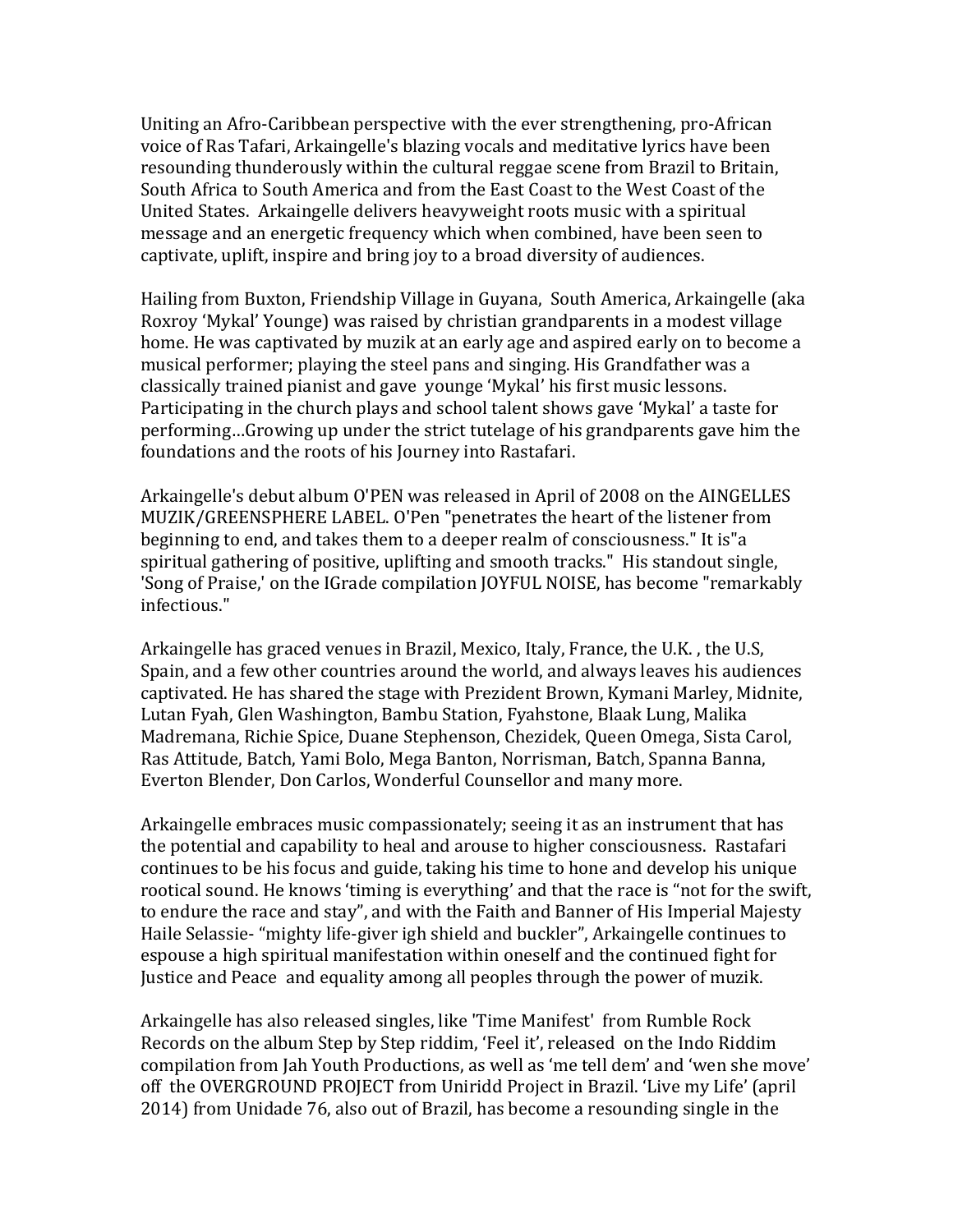Uniting an Afro-Caribbean perspective with the ever strengthening, pro-African voice of Ras Tafari, Arkaingelle's blazing vocals and meditative lyrics have been resounding thunderously within the cultural reggae scene from Brazil to Britain, South Africa to South America and from the East Coast to the West Coast of the United States. Arkaingelle delivers heavyweight roots music with a spiritual message and an energetic frequency which when combined, have been seen to captivate, uplift, inspire and bring joy to a broad diversity of audiences.

Hailing from Buxton, Friendship Village in Guyana, South America, Arkaingelle (aka Roxroy 'Mykal' Younge) was raised by christian grandparents in a modest village home. He was captivated by muzik at an early age and aspired early on to become a musical performer; playing the steel pans and singing. His Grandfather was a classically trained pianist and gave younge 'Mykal' his first music lessons. Participating in the church plays and school talent shows gave 'Mykal' a taste for performing…Growing up under the strict tutelage of his grandparents gave him the foundations and the roots of his Journey into Rastafari.

Arkaingelle's debut album O'PEN was released in April of 2008 on the AINGELLES MUZIK/GREENSPHERE LABEL. O'Pen "penetrates the heart of the listener from beginning to end, and takes them to a deeper realm of consciousness." It is"a spiritual gathering of positive, uplifting and smooth tracks." His standout single, 'Song of Praise,' on the IGrade compilation JOYFUL NOISE, has become "remarkably infectious."

Arkaingelle has graced venues in Brazil, Mexico, Italy, France, the U.K. , the U.S, Spain, and a few other countries around the world, and always leaves his audiences captivated. He has shared the stage with Prezident Brown, Kymani Marley, Midnite, Lutan Fyah, Glen Washington, Bambu Station, Fyahstone, Blaak Lung, Malika Madremana, Richie Spice, Duane Stephenson, Chezidek, Queen Omega, Sista Carol, Ras Attitude, Batch, Yami Bolo, Mega Banton, Norrisman, Batch, Spanna Banna, Everton Blender, Don Carlos, Wonderful Counsellor and many more.

Arkaingelle embraces music compassionately; seeing it as an instrument that has the potential and capability to heal and arouse to higher consciousness. Rastafari continues to be his focus and guide, taking his time to hone and develop his unique rootical sound. He knows 'timing is everything' and that the race is "not for the swift, to endure the race and stay", and with the Faith and Banner of His Imperial Majesty Haile Selassie- "mighty life-giver igh shield and buckler", Arkaingelle continues to espouse a high spiritual manifestation within oneself and the continued fight for Justice and Peace and equality among all peoples through the power of muzik.

Arkaingelle has also released singles, like 'Time Manifest' from Rumble Rock Records on the album Step by Step riddim, 'Feel it', released on the Indo Riddim compilation from Jah Youth Productions, as well as 'me tell dem' and 'wen she move' off the OVERGROUND PROJECT from Uniridd Project in Brazil. 'Live my Life' (april 2014) from Unidade 76, also out of Brazil, has become a resounding single in the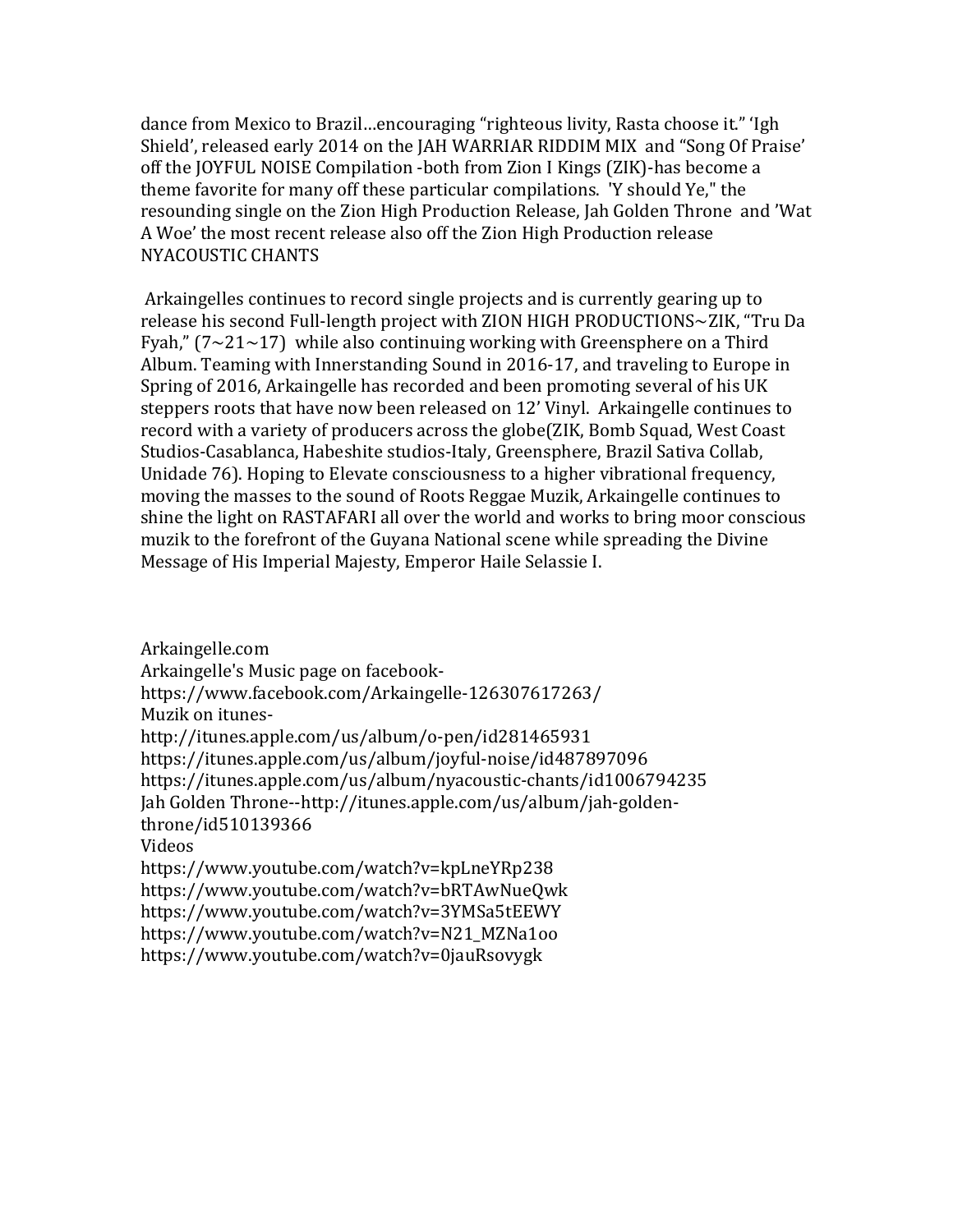dance from Mexico to Brazil…encouraging "righteous livity, Rasta choose it." 'Igh Shield', released early 2014 on the JAH WARRIAR RIDDIM MIX and "Song Of Praise' off the JOYFUL NOISE Compilation -both from Zion I Kings (ZIK)-has become a theme favorite for many off these particular compilations. 'Y should Ye," the resounding single on the Zion High Production Release, Jah Golden Throne and 'Wat A Woe' the most recent release also off the Zion High Production release NYACOUSTIC CHANTS

Arkaingelles continues to record single projects and is currently gearing up to release his second Full-length project with ZION HIGH PRODUCTIONS~ZIK, "Tru Da Fyah," (7~21~17) while also continuing working with Greensphere on a Third Album. Teaming with Innerstanding Sound in 2016-17, and traveling to Europe in Spring of 2016, Arkaingelle has recorded and been promoting several of his UK steppers roots that have now been released on 12' Vinyl. Arkaingelle continues to record with a variety of producers across the globe(ZIK, Bomb Squad, West Coast Studios-Casablanca, Habeshite studios-Italy, Greensphere, Brazil Sativa Collab, Unidade 76). Hoping to Elevate consciousness to a higher vibrational frequency, moving the masses to the sound of Roots Reggae Muzik, Arkaingelle continues to shine the light on RASTAFARI all over the world and works to bring moor conscious muzik to the forefront of the Guyana National scene while spreading the Divine Message of His Imperial Majesty, Emperor Haile Selassie I.

Arkaingelle.com
Arkaingelle's Music page on facebook-
https://www.facebook.com/Arkaingelle-126307617263/
Muzik on itunes-
http://itunes.apple.com/us/album/o-pen/id281465931
https://itunes.apple.com/us/album/joyful-noise/id487897096
https://itunes.apple.com/us/album/nyacoustic-chants/id1006794235
Jah Golden Throne--http://itunes.apple.com/us/album/jah-golden-throne/id510139366
Videos
https://www.youtube.com/watch?v=kpLneYRp238
https://www.youtube.com/watch?v=bRTAwNueQwk
https://www.youtube.com/watch?v=3YMSa5tEEWY
https://www.youtube.com/watch?v=N21_MZNa1oo
https://www.youtube.com/watch?v=0jauRsovygk